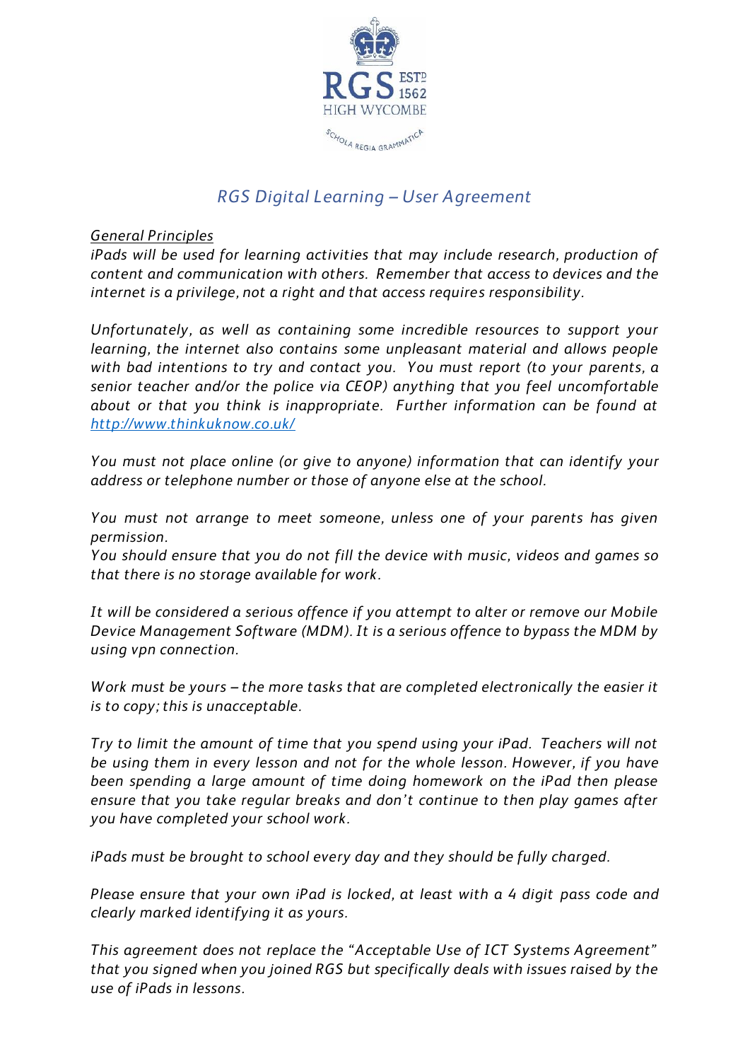RGS EST^D 1562
HIGH WYCOMBE
SCHOLA REGIA GRAMMATICA

# *RGS Digital Learning – User Agreement*

*General Principles*

*iPads will be used for learning activities that may include research, production of content and communication with others. Remember that access to devices and the internet is a privilege, not a right and that access requires responsibility.*

*Unfortunately, as well as containing some incredible resources to support your learning, the internet also contains some unpleasant material and allows people with bad intentions to try and contact you. You must report (to your parents, a senior teacher and/or the police via CEOP) anything that you feel uncomfortable about or that you think is inappropriate. Further information can be found at* [*http://www.thinkuknow.co.uk/*](http://www.thinkuknow.co.uk/)

*You must not place online (or give to anyone) information that can identify your address or telephone number or those of anyone else at the school.*

*You must not arrange to meet someone, unless one of your parents has given permission.*
*You should ensure that you do not fill the device with music, videos and games so that there is no storage available for work.*

*It will be considered a serious offence if you attempt to alter or remove our Mobile Device Management Software (MDM). It is a serious offence to bypass the MDM by using vpn connection.*

*Work must be yours – the more tasks that are completed electronically the easier it is to copy; this is unacceptable.*

*Try to limit the amount of time that you spend using your iPad. Teachers will not be using them in every lesson and not for the whole lesson. However, if you have been spending a large amount of time doing homework on the iPad then please ensure that you take regular breaks and don't continue to then play games after you have completed your school work.*

*iPads must be brought to school every day and they should be fully charged.*

*Please ensure that your own iPad is locked, at least with a 4 digit pass code and clearly marked identifying it as yours.*

*This agreement does not replace the "Acceptable Use of ICT Systems Agreement" that you signed when you joined RGS but specifically deals with issues raised by the use of iPads in lessons.*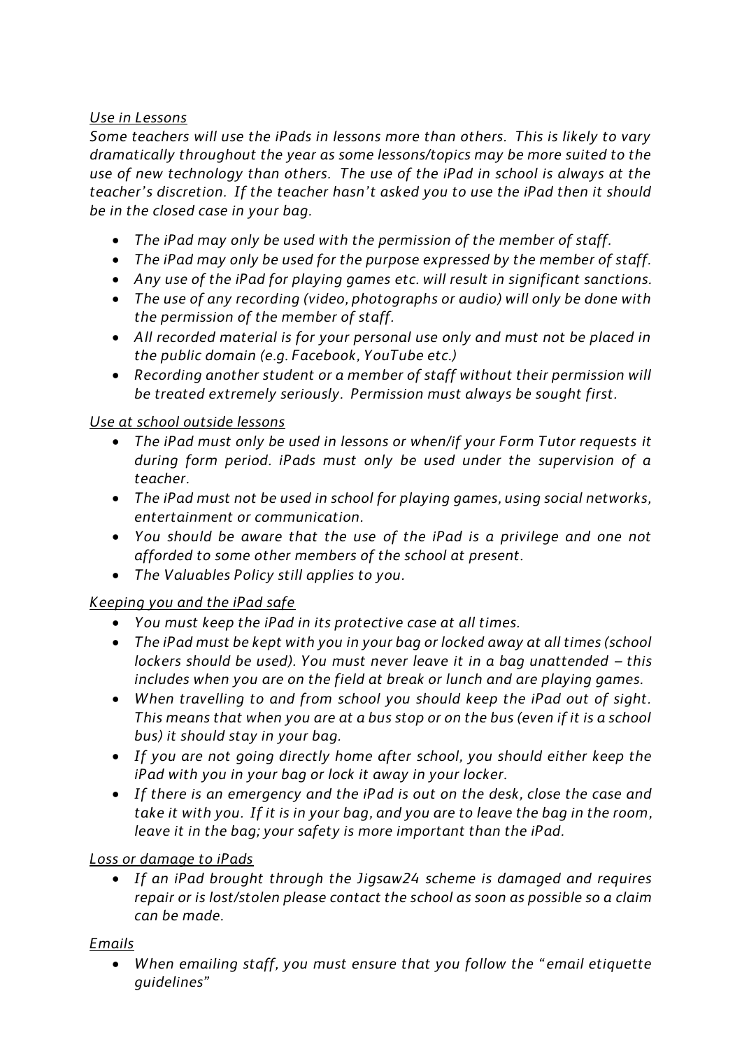*Use in Lessons*

*Some teachers will use the iPads in lessons more than others. This is likely to vary dramatically throughout the year as some lessons/topics may be more suited to the use of new technology than others. The use of the iPad in school is always at the teacher's discretion. If the teacher hasn't asked you to use the iPad then it should be in the closed case in your bag.*

- *The iPad may only be used with the permission of the member of staff.*
- *The iPad may only be used for the purpose expressed by the member of staff.*
- *Any use of the iPad for playing games etc. will result in significant sanctions.*
- *The use of any recording (video, photographs or audio) will only be done with the permission of the member of staff.*
- *All recorded material is for your personal use only and must not be placed in the public domain (e.g. Facebook, YouTube etc.)*
- *Recording another student or a member of staff without their permission will be treated extremely seriously. Permission must always be sought first.*

*Use at school outside lessons*

- *The iPad must only be used in lessons or when/if your Form Tutor requests it during form period. iPads must only be used under the supervision of a teacher.*
- *The iPad must not be used in school for playing games, using social networks, entertainment or communication.*
- *You should be aware that the use of the iPad is a privilege and one not afforded to some other members of the school at present.*
- *The Valuables Policy still applies to you.*

*Keeping you and the iPad safe*

- *You must keep the iPad in its protective case at all times.*
- *The iPad must be kept with you in your bag or locked away at all times (school lockers should be used). You must never leave it in a bag unattended – this includes when you are on the field at break or lunch and are playing games.*
- *When travelling to and from school you should keep the iPad out of sight. This means that when you are at a bus stop or on the bus (even if it is a school bus) it should stay in your bag.*
- *If you are not going directly home after school, you should either keep the iPad with you in your bag or lock it away in your locker.*
- *If there is an emergency and the iPad is out on the desk, close the case and take it with you. If it is in your bag, and you are to leave the bag in the room, leave it in the bag; your safety is more important than the iPad.*

*Loss or damage to iPads*

- *If an iPad brought through the Jigsaw24 scheme is damaged and requires repair or is lost/stolen please contact the school as soon as possible so a claim can be made.*

*Emails*

- *When emailing staff, you must ensure that you follow the "email etiquette guidelines"*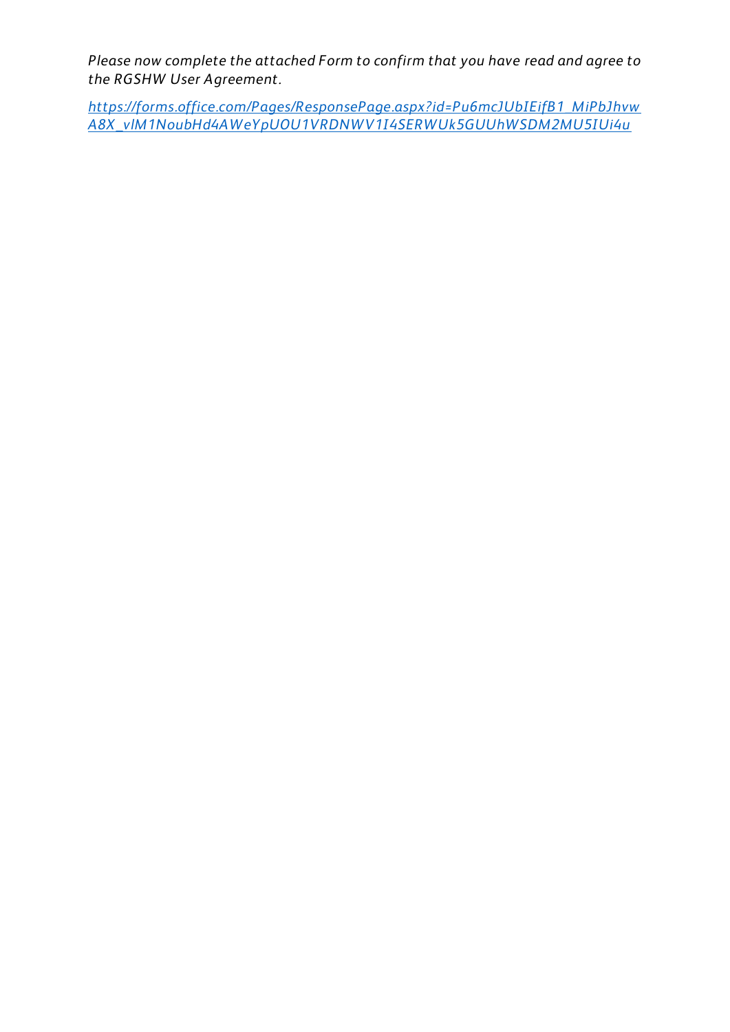*Please now complete the attached Form to confirm that you have read and agree to the RGSHW User Agreement.*

*[https://forms.office.com/Pages/ResponsePage.aspx?id=Pu6mcJUbIEifB1_MiPbJhvwA8X_vlM1NoubHd4AWeYpUOU1VRDNWV1I4SERWUk5GUUhWSDM2MU5IUi4u](https://forms.office.com/Pages/ResponsePage.aspx?id=Pu6mcJUbIEifB1_MiPbJhvwA8X_vlM1NoubHd4AWeYpUOU1VRDNWV1I4SERWUk5GUUhWSDM2MU5IUi4u)*